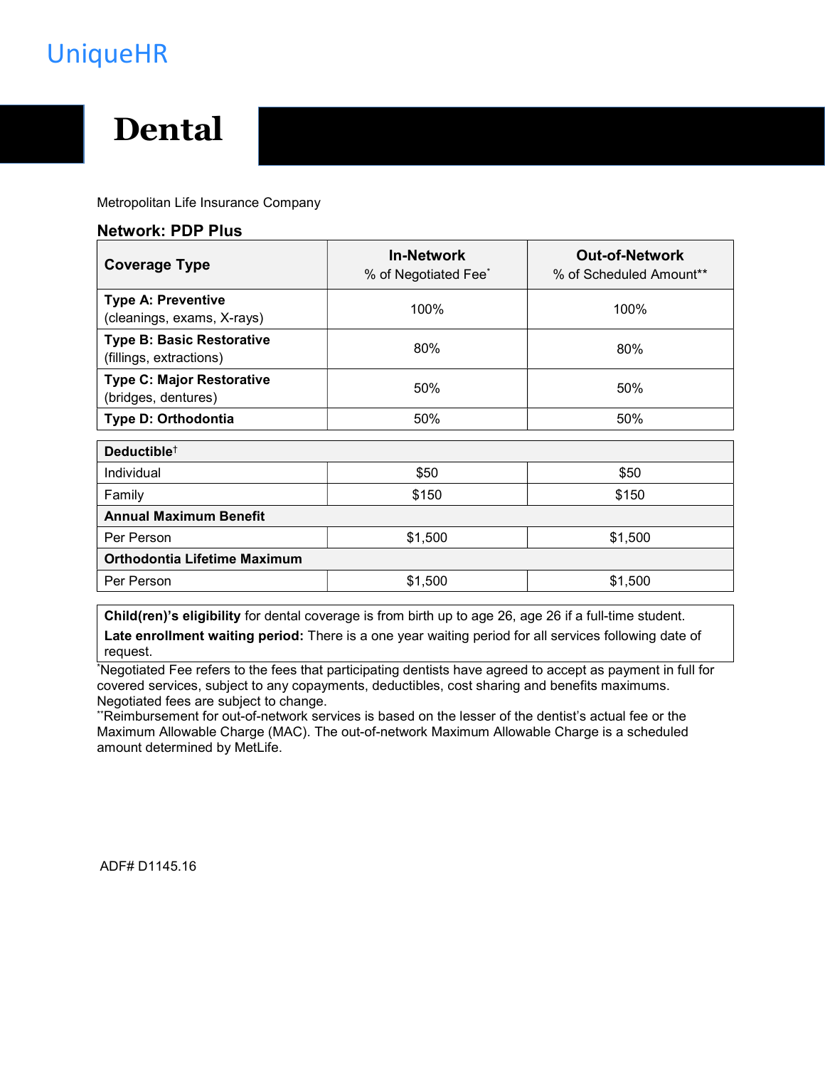UniqueHR

# Dental

Metropolitan Life Insurance Company

**Network: PDP Plus**

| Coverage Type | In-Network<br>% of Negotiated Fee* | Out-of-Network<br>% of Scheduled Amount** |
|---|---|---|
| **Type A: Preventive**<br>(cleanings, exams, X-rays) | 100% | 100% |
| **Type B: Basic Restorative**<br>(fillings, extractions) | 80% | 80% |
| **Type C: Major Restorative**<br>(bridges, dentures) | 50% | 50% |
| **Type D: Orthodontia** | 50% | 50% |

| **Deductible†** | | |
|---|---|---|
| Individual | $50 | $50 |
| Family | $150 | $150 |
| **Annual Maximum Benefit** | | |
| Per Person | $1,500 | $1,500 |
| **Orthodontia Lifetime Maximum** | | |
| Per Person | $1,500 | $1,500 |

**Child(ren)'s eligibility** for dental coverage is from birth up to age 26, age 26 if a full-time student.

**Late enrollment waiting period:** There is a one year waiting period for all services following date of request.

*Negotiated Fee refers to the fees that participating dentists have agreed to accept as payment in full for covered services, subject to any copayments, deductibles, cost sharing and benefits maximums. Negotiated fees are subject to change.

**Reimbursement for out-of-network services is based on the lesser of the dentist's actual fee or the Maximum Allowable Charge (MAC). The out-of-network Maximum Allowable Charge is a scheduled amount determined by MetLife.

ADF# D1145.16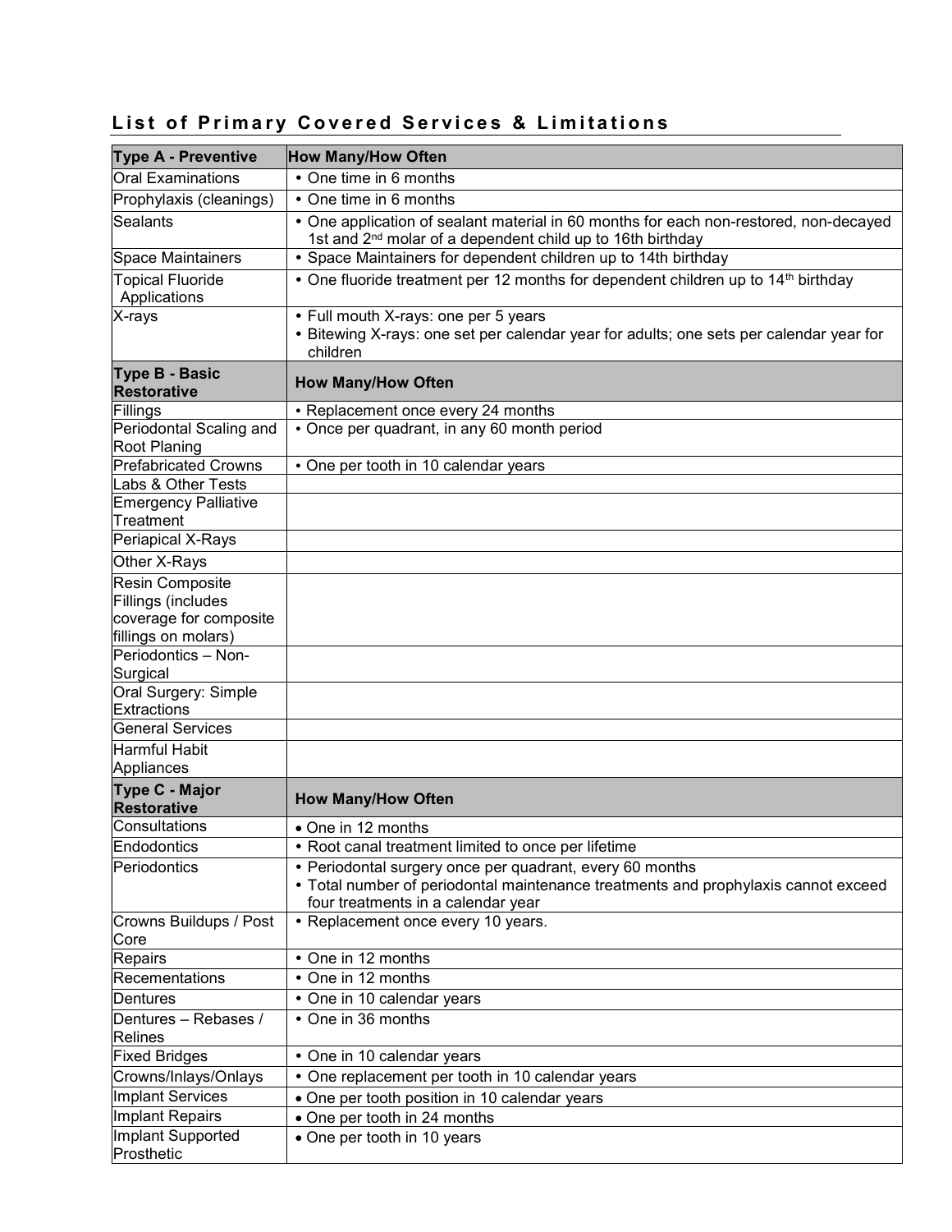## List of Primary Covered Services & Limitations

| Type A - Preventive | How Many/How Often |
|---|---|
| Oral Examinations | • One time in 6 months |
| Prophylaxis (cleanings) | • One time in 6 months |
| Sealants | • One application of sealant material in 60 months for each non-restored, non-decayed 1st and 2nd molar of a dependent child up to 16th birthday |
| Space Maintainers | • Space Maintainers for dependent children up to 14th birthday |
| Topical Fluoride Applications | • One fluoride treatment per 12 months for dependent children up to 14th birthday |
| X-rays | • Full mouth X-rays: one per 5 years<br>• Bitewing X-rays: one set per calendar year for adults; one sets per calendar year for children |
| **Type B - Basic Restorative** | **How Many/How Often** |
| Fillings | • Replacement once every 24 months |
| Periodontal Scaling and Root Planing | • Once per quadrant, in any 60 month period |
| Prefabricated Crowns | • One per tooth in 10 calendar years |
| Labs & Other Tests | |
| Emergency Palliative Treatment | |
| Periapical X-Rays | |
| Other X-Rays | |
| Resin Composite Fillings (includes coverage for composite fillings on molars) | |
| Periodontics – Non-Surgical | |
| Oral Surgery: Simple Extractions | |
| General Services | |
| Harmful Habit Appliances | |
| **Type C - Major Restorative** | **How Many/How Often** |
| Consultations | • One in 12 months |
| Endodontics | • Root canal treatment limited to once per lifetime |
| Periodontics | • Periodontal surgery once per quadrant, every 60 months<br>• Total number of periodontal maintenance treatments and prophylaxis cannot exceed four treatments in a calendar year |
| Crowns Buildups / Post Core | • Replacement once every 10 years. |
| Repairs | • One in 12 months |
| Recementations | • One in 12 months |
| Dentures | • One in 10 calendar years |
| Dentures – Rebases / Relines | • One in 36 months |
| Fixed Bridges | • One in 10 calendar years |
| Crowns/Inlays/Onlays | • One replacement per tooth in 10 calendar years |
| Implant Services | • One per tooth position in 10 calendar years |
| Implant Repairs | • One per tooth in 24 months |
| Implant Supported Prosthetic | • One per tooth in 10 years |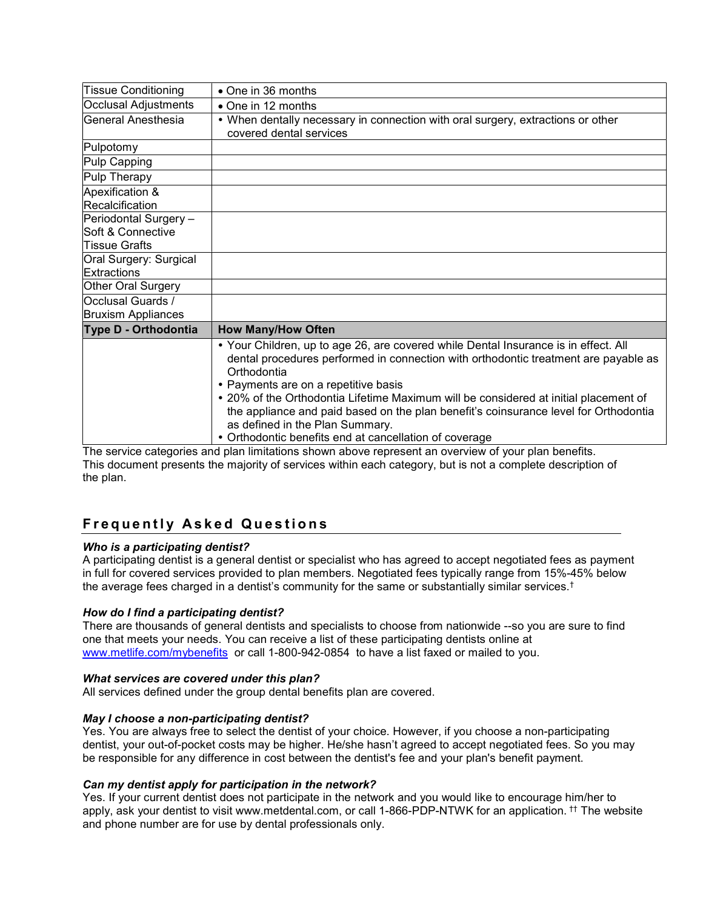| | |
|---|---|
| Tissue Conditioning | • One in 36 months |
| Occlusal Adjustments | • One in 12 months |
| General Anesthesia | • When dentally necessary in connection with oral surgery, extractions or other covered dental services |
| Pulpotomy | |
| Pulp Capping | |
| Pulp Therapy | |
| Apexification & Recalcification | |
| Periodontal Surgery – Soft & Connective Tissue Grafts | |
| Oral Surgery: Surgical Extractions | |
| Other Oral Surgery | |
| Occlusal Guards / Bruxism Appliances | |
| **Type D - Orthodontia** | **How Many/How Often** |
| | • Your Children, up to age 26, are covered while Dental Insurance is in effect. All dental procedures performed in connection with orthodontic treatment are payable as Orthodontia<br>• Payments are on a repetitive basis<br>• 20% of the Orthodontia Lifetime Maximum will be considered at initial placement of the appliance and paid based on the plan benefit's coinsurance level for Orthodontia as defined in the Plan Summary.<br>• Orthodontic benefits end at cancellation of coverage |

The service categories and plan limitations shown above represent an overview of your plan benefits. This document presents the majority of services within each category, but is not a complete description of the plan.

## Frequently Asked Questions

***Who is a participating dentist?***
A participating dentist is a general dentist or specialist who has agreed to accept negotiated fees as payment in full for covered services provided to plan members. Negotiated fees typically range from 15%-45% below the average fees charged in a dentist's community for the same or substantially similar services.[†]

***How do I find a participating dentist?***
There are thousands of general dentists and specialists to choose from nationwide --so you are sure to find one that meets your needs. You can receive a list of these participating dentists online at www.metlife.com/mybenefits or call 1-800-942-0854 to have a list faxed or mailed to you.

***What services are covered under this plan?***
All services defined under the group dental benefits plan are covered.

***May I choose a non-participating dentist?***
Yes. You are always free to select the dentist of your choice. However, if you choose a non-participating dentist, your out-of-pocket costs may be higher. He/she hasn't agreed to accept negotiated fees. So you may be responsible for any difference in cost between the dentist's fee and your plan's benefit payment.

***Can my dentist apply for participation in the network?***
Yes. If your current dentist does not participate in the network and you would like to encourage him/her to apply, ask your dentist to visit www.metdental.com, or call 1-866-PDP-NTWK for an application. [††] The website and phone number are for use by dental professionals only.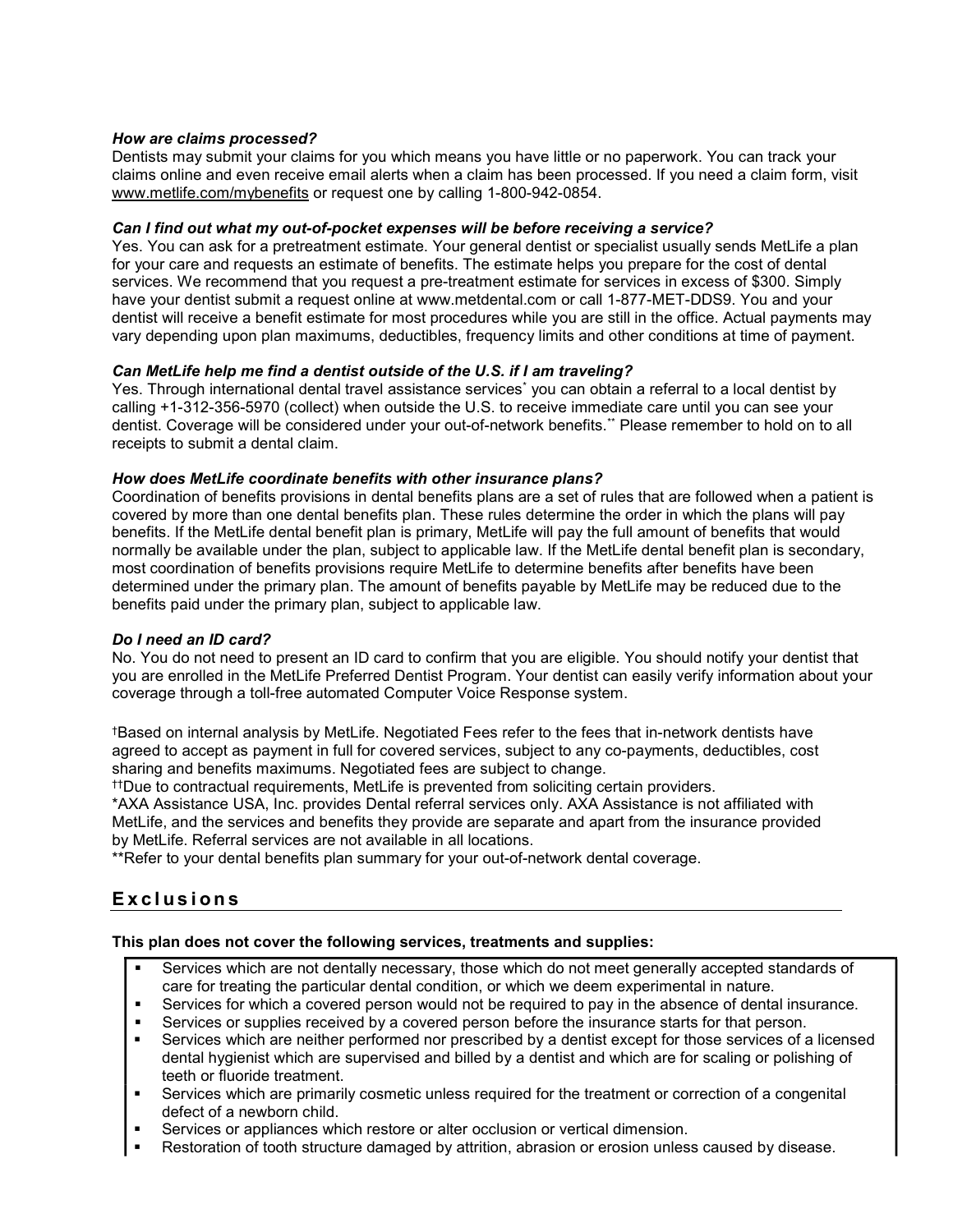***How are claims processed?***

Dentists may submit your claims for you which means you have little or no paperwork. You can track your claims online and even receive email alerts when a claim has been processed. If you need a claim form, visit www.metlife.com/mybenefits or request one by calling 1-800-942-0854.

***Can I find out what my out-of-pocket expenses will be before receiving a service?***

Yes. You can ask for a pretreatment estimate. Your general dentist or specialist usually sends MetLife a plan for your care and requests an estimate of benefits. The estimate helps you prepare for the cost of dental services. We recommend that you request a pre-treatment estimate for services in excess of $300. Simply have your dentist submit a request online at www.metdental.com or call 1-877-MET-DDS9. You and your dentist will receive a benefit estimate for most procedures while you are still in the office. Actual payments may vary depending upon plan maximums, deductibles, frequency limits and other conditions at time of payment.

***Can MetLife help me find a dentist outside of the U.S. if I am traveling?***

Yes. Through international dental travel assistance services* you can obtain a referral to a local dentist by calling +1-312-356-5970 (collect) when outside the U.S. to receive immediate care until you can see your dentist. Coverage will be considered under your out-of-network benefits.** Please remember to hold on to all receipts to submit a dental claim.

***How does MetLife coordinate benefits with other insurance plans?***

Coordination of benefits provisions in dental benefits plans are a set of rules that are followed when a patient is covered by more than one dental benefits plan. These rules determine the order in which the plans will pay benefits. If the MetLife dental benefit plan is primary, MetLife will pay the full amount of benefits that would normally be available under the plan, subject to applicable law. If the MetLife dental benefit plan is secondary, most coordination of benefits provisions require MetLife to determine benefits after benefits have been determined under the primary plan. The amount of benefits payable by MetLife may be reduced due to the benefits paid under the primary plan, subject to applicable law.

***Do I need an ID card?***

No. You do not need to present an ID card to confirm that you are eligible. You should notify your dentist that you are enrolled in the MetLife Preferred Dentist Program. Your dentist can easily verify information about your coverage through a toll-free automated Computer Voice Response system.

†Based on internal analysis by MetLife. Negotiated Fees refer to the fees that in-network dentists have agreed to accept as payment in full for covered services, subject to any co-payments, deductibles, cost sharing and benefits maximums. Negotiated fees are subject to change.
††Due to contractual requirements, MetLife is prevented from soliciting certain providers.
*AXA Assistance USA, Inc. provides Dental referral services only. AXA Assistance is not affiliated with MetLife, and the services and benefits they provide are separate and apart from the insurance provided by MetLife. Referral services are not available in all locations.
**Refer to your dental benefits plan summary for your out-of-network dental coverage.

## Exclusions

**This plan does not cover the following services, treatments and supplies:**

- Services which are not dentally necessary, those which do not meet generally accepted standards of care for treating the particular dental condition, or which we deem experimental in nature.
- Services for which a covered person would not be required to pay in the absence of dental insurance.
- Services or supplies received by a covered person before the insurance starts for that person.
- Services which are neither performed nor prescribed by a dentist except for those services of a licensed dental hygienist which are supervised and billed by a dentist and which are for scaling or polishing of teeth or fluoride treatment.
- Services which are primarily cosmetic unless required for the treatment or correction of a congenital defect of a newborn child.
- Services or appliances which restore or alter occlusion or vertical dimension.
- Restoration of tooth structure damaged by attrition, abrasion or erosion unless caused by disease.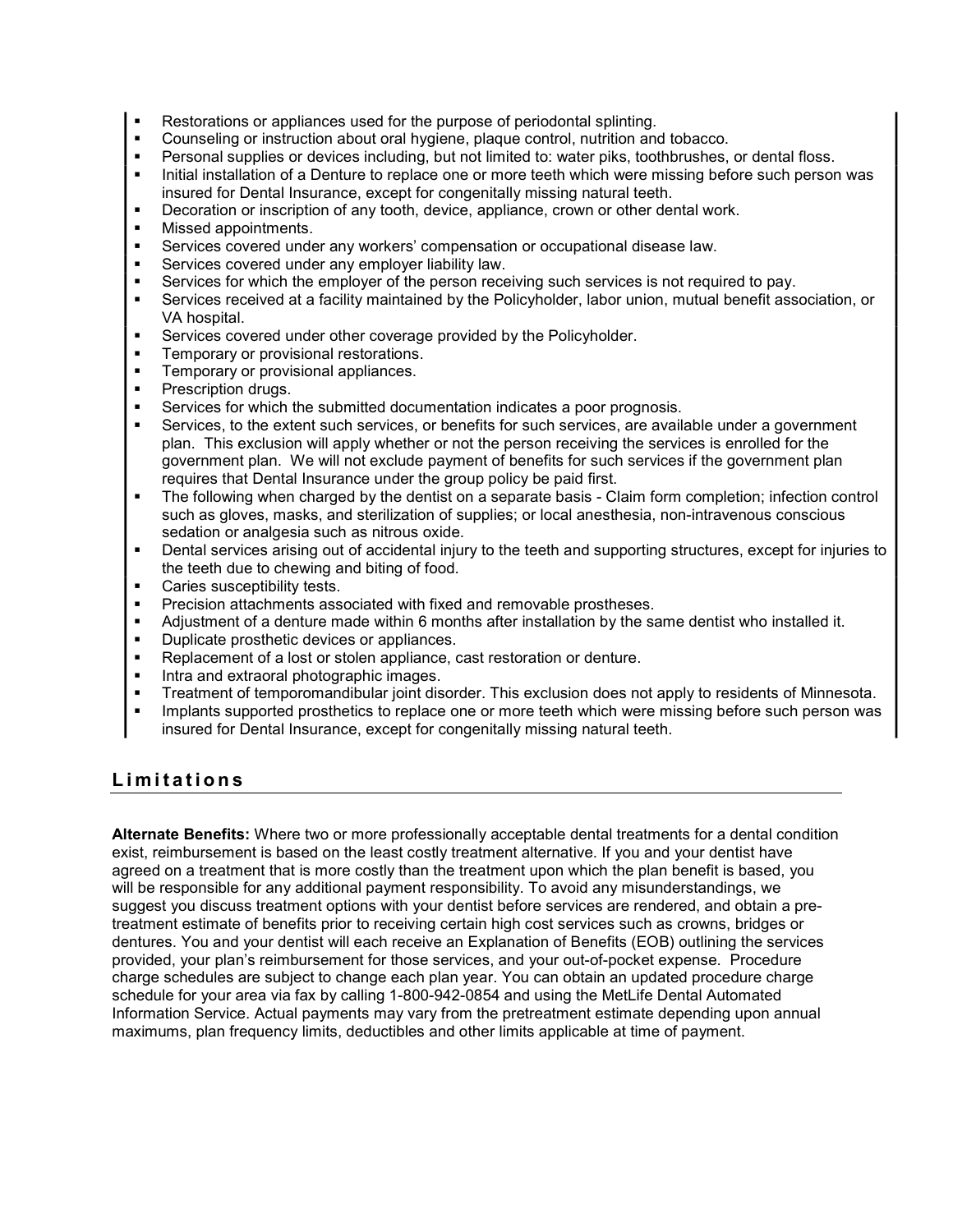- Restorations or appliances used for the purpose of periodontal splinting.
- Counseling or instruction about oral hygiene, plaque control, nutrition and tobacco.
- Personal supplies or devices including, but not limited to: water piks, toothbrushes, or dental floss.
- Initial installation of a Denture to replace one or more teeth which were missing before such person was insured for Dental Insurance, except for congenitally missing natural teeth.
- Decoration or inscription of any tooth, device, appliance, crown or other dental work.
- Missed appointments.
- Services covered under any workers' compensation or occupational disease law.
- Services covered under any employer liability law.
- Services for which the employer of the person receiving such services is not required to pay.
- Services received at a facility maintained by the Policyholder, labor union, mutual benefit association, or VA hospital.
- Services covered under other coverage provided by the Policyholder.
- Temporary or provisional restorations.
- Temporary or provisional appliances.
- Prescription drugs.
- Services for which the submitted documentation indicates a poor prognosis.
- Services, to the extent such services, or benefits for such services, are available under a government plan. This exclusion will apply whether or not the person receiving the services is enrolled for the government plan. We will not exclude payment of benefits for such services if the government plan requires that Dental Insurance under the group policy be paid first.
- The following when charged by the dentist on a separate basis - Claim form completion; infection control such as gloves, masks, and sterilization of supplies; or local anesthesia, non-intravenous conscious sedation or analgesia such as nitrous oxide.
- Dental services arising out of accidental injury to the teeth and supporting structures, except for injuries to the teeth due to chewing and biting of food.
- Caries susceptibility tests.
- Precision attachments associated with fixed and removable prostheses.
- Adjustment of a denture made within 6 months after installation by the same dentist who installed it.
- Duplicate prosthetic devices or appliances.
- Replacement of a lost or stolen appliance, cast restoration or denture.
- Intra and extraoral photographic images.
- Treatment of temporomandibular joint disorder. This exclusion does not apply to residents of Minnesota.
- Implants supported prosthetics to replace one or more teeth which were missing before such person was insured for Dental Insurance, except for congenitally missing natural teeth.

## Limitations

**Alternate Benefits:** Where two or more professionally acceptable dental treatments for a dental condition exist, reimbursement is based on the least costly treatment alternative. If you and your dentist have agreed on a treatment that is more costly than the treatment upon which the plan benefit is based, you will be responsible for any additional payment responsibility. To avoid any misunderstandings, we suggest you discuss treatment options with your dentist before services are rendered, and obtain a pre-treatment estimate of benefits prior to receiving certain high cost services such as crowns, bridges or dentures. You and your dentist will each receive an Explanation of Benefits (EOB) outlining the services provided, your plan's reimbursement for those services, and your out-of-pocket expense. Procedure charge schedules are subject to change each plan year. You can obtain an updated procedure charge schedule for your area via fax by calling 1-800-942-0854 and using the MetLife Dental Automated Information Service. Actual payments may vary from the pretreatment estimate depending upon annual maximums, plan frequency limits, deductibles and other limits applicable at time of payment.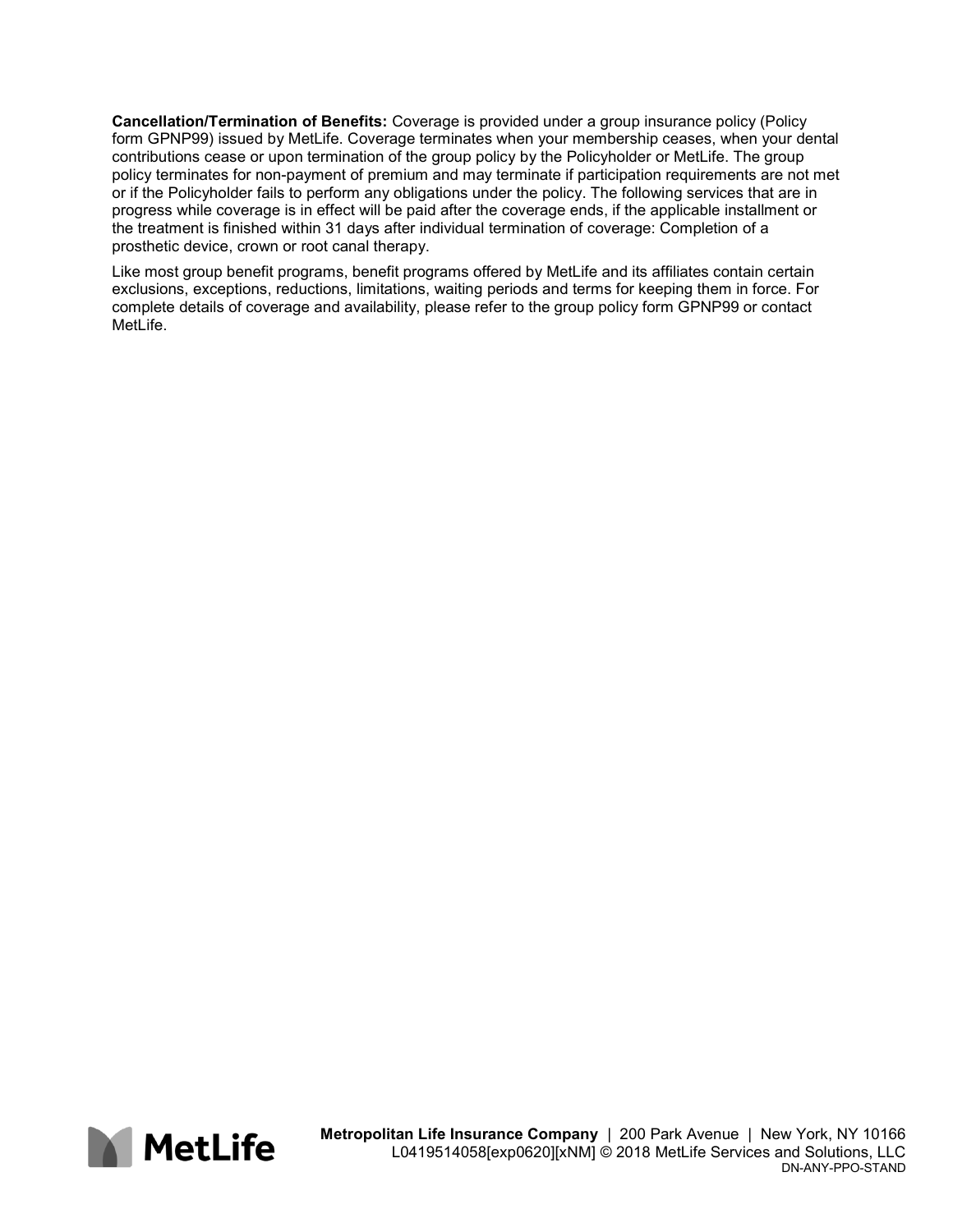**Cancellation/Termination of Benefits:** Coverage is provided under a group insurance policy (Policy form GPNP99) issued by MetLife. Coverage terminates when your membership ceases, when your dental contributions cease or upon termination of the group policy by the Policyholder or MetLife. The group policy terminates for non-payment of premium and may terminate if participation requirements are not met or if the Policyholder fails to perform any obligations under the policy. The following services that are in progress while coverage is in effect will be paid after the coverage ends, if the applicable installment or the treatment is finished within 31 days after individual termination of coverage: Completion of a prosthetic device, crown or root canal therapy.

Like most group benefit programs, benefit programs offered by MetLife and its affiliates contain certain exclusions, exceptions, reductions, limitations, waiting periods and terms for keeping them in force. For complete details of coverage and availability, please refer to the group policy form GPNP99 or contact MetLife.

MetLife

**Metropolitan Life Insurance Company** | 200 Park Avenue | New York, NY 10166
L0419514058[exp0620][xNM] © 2018 MetLife Services and Solutions, LLC
DN-ANY-PPO-STAND